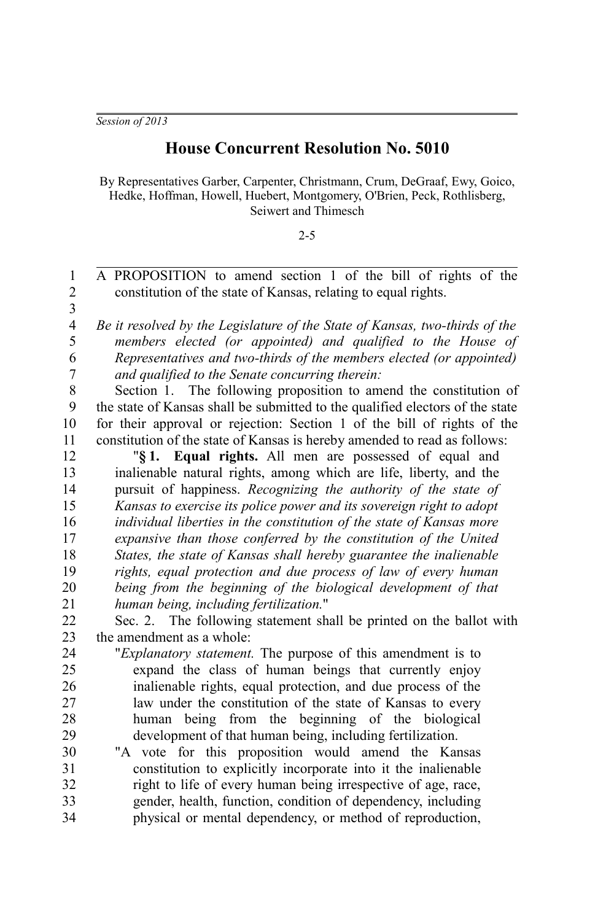*Session of 2013*

# House Concurrent Resolution No. 5010

By Representatives Garber, Carpenter, Christmann, Crum, DeGraaf, Ewy, Goico, Hedke, Hoffman, Howell, Huebert, Montgomery, O'Brien, Peck, Rothlisberg, Seiwert and Thimesch

2-5

A PROPOSITION to amend section 1 of the bill of rights of the constitution of the state of Kansas, relating to equal rights.

*Be it resolved by the Legislature of the State of Kansas, two-thirds of the members elected (or appointed) and qualified to the House of Representatives and two-thirds of the members elected (or appointed) and qualified to the Senate concurring therein:*

Section 1. The following proposition to amend the constitution of the state of Kansas shall be submitted to the qualified electors of the state for their approval or rejection: Section 1 of the bill of rights of the constitution of the state of Kansas is hereby amended to read as follows:

"**§ 1. Equal rights.** All men are possessed of equal and inalienable natural rights, among which are life, liberty, and the pursuit of happiness. *Recognizing the authority of the state of Kansas to exercise its police power and its sovereign right to adopt individual liberties in the constitution of the state of Kansas more expansive than those conferred by the constitution of the United States, the state of Kansas shall hereby guarantee the inalienable rights, equal protection and due process of law of every human being from the beginning of the biological development of that human being, including fertilization.*"

Sec. 2. The following statement shall be printed on the ballot with the amendment as a whole:

"*Explanatory statement.* The purpose of this amendment is to expand the class of human beings that currently enjoy inalienable rights, equal protection, and due process of the law under the constitution of the state of Kansas to every human being from the beginning of the biological development of that human being, including fertilization.

"A vote for this proposition would amend the Kansas constitution to explicitly incorporate into it the inalienable right to life of every human being irrespective of age, race, gender, health, function, condition of dependency, including physical or mental dependency, or method of reproduction,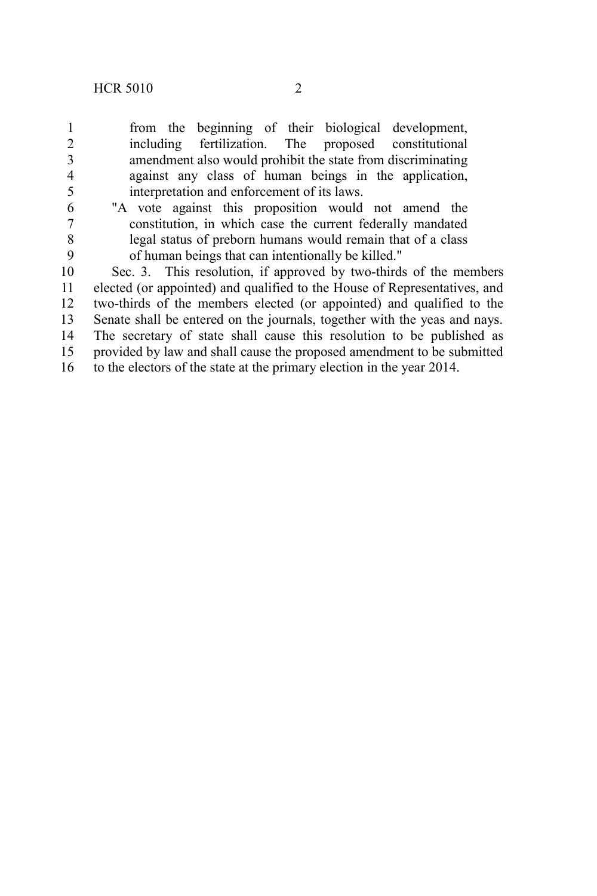from the beginning of their biological development, including fertilization. The proposed constitutional amendment also would prohibit the state from discriminating against any class of human beings in the application, interpretation and enforcement of its laws.

"A vote against this proposition would not amend the constitution, in which case the current federally mandated legal status of preborn humans would remain that of a class of human beings that can intentionally be killed."

Sec. 3. This resolution, if approved by two-thirds of the members elected (or appointed) and qualified to the House of Representatives, and two-thirds of the members elected (or appointed) and qualified to the Senate shall be entered on the journals, together with the yeas and nays. The secretary of state shall cause this resolution to be published as provided by law and shall cause the proposed amendment to be submitted to the electors of the state at the primary election in the year 2014.